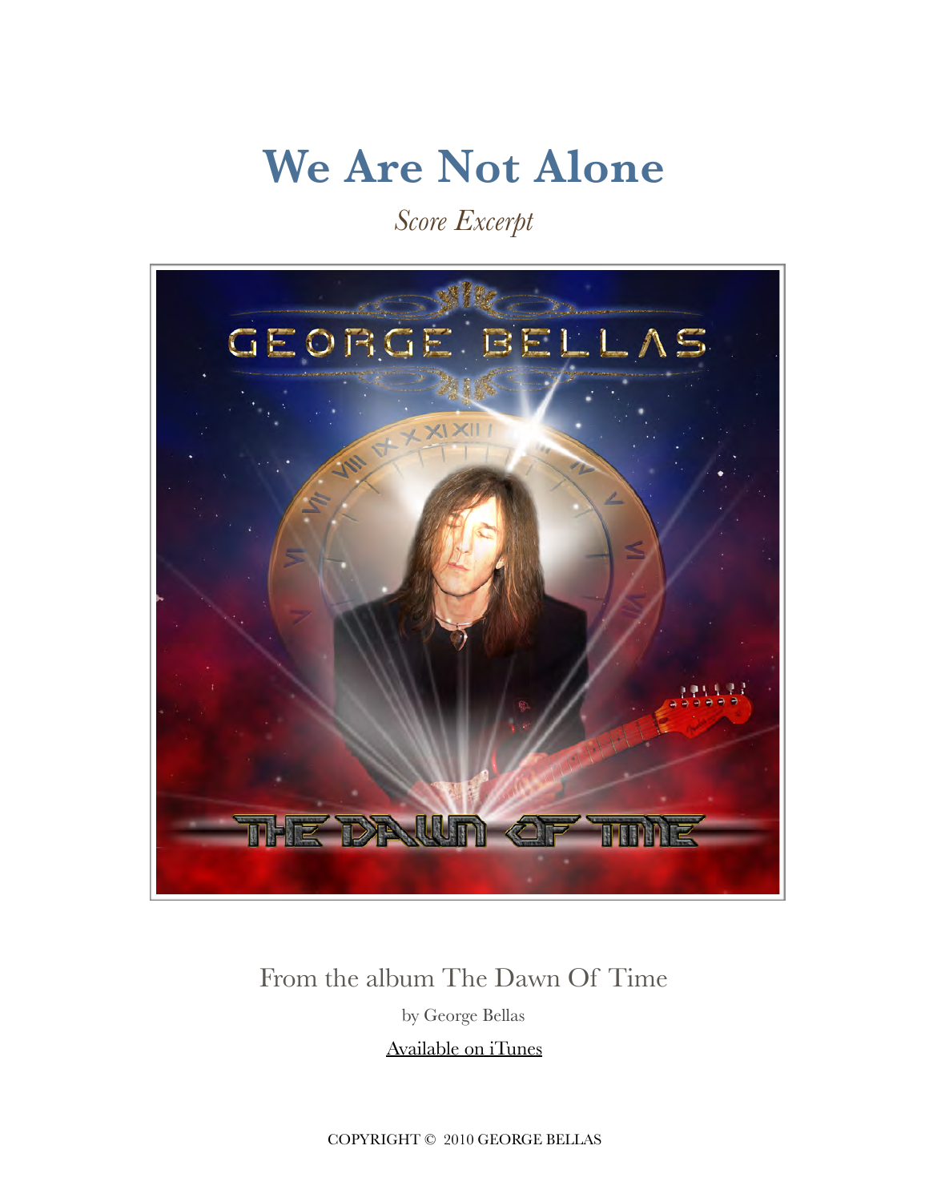# We Are Not Alone

*Score Excerpt*

From the album The Dawn Of Time

by George Bellas

Available on iTunes

COPYRIGHT © 2010 GEORGE BELLAS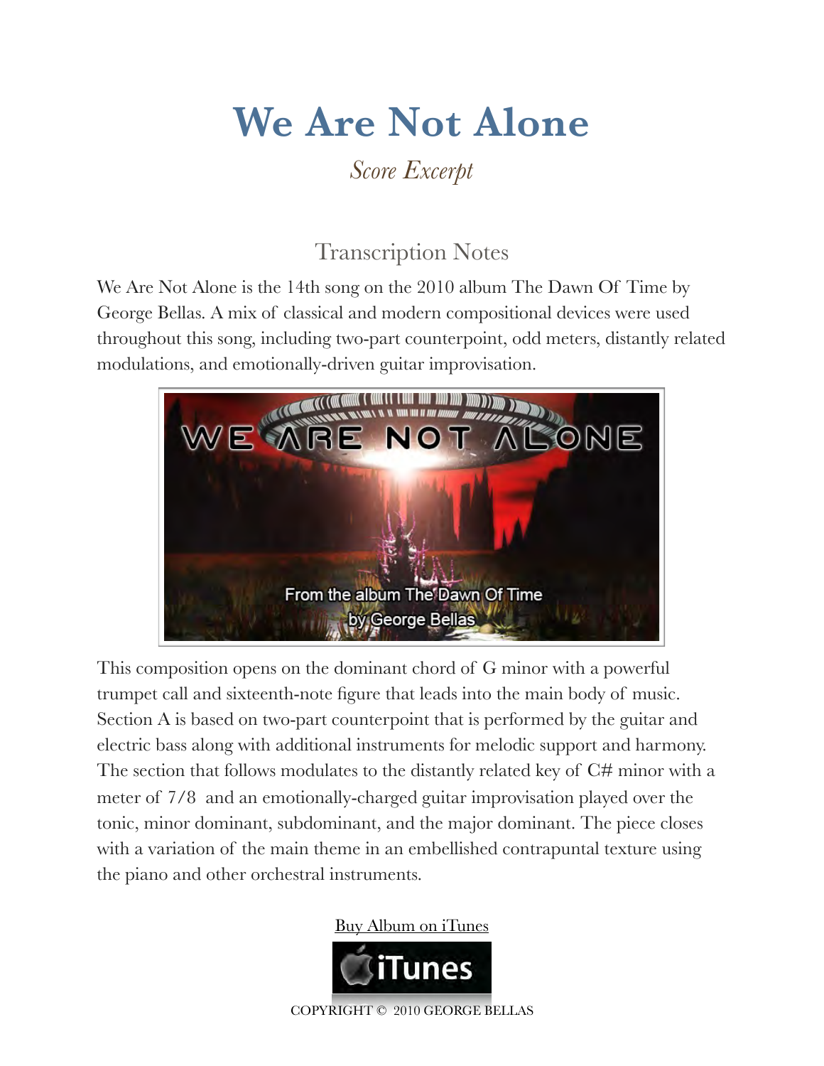# We Are Not Alone

*Score Excerpt*

## Transcription Notes

We Are Not Alone is the 14th song on the 2010 album The Dawn Of Time by George Bellas. A mix of classical and modern compositional devices were used throughout this song, including two-part counterpoint, odd meters, distantly related modulations, and emotionally-driven guitar improvisation.

This composition opens on the dominant chord of G minor with a powerful trumpet call and sixteenth-note figure that leads into the main body of music. Section A is based on two-part counterpoint that is performed by the guitar and electric bass along with additional instruments for melodic support and harmony. The section that follows modulates to the distantly related key of C# minor with a meter of 7/8 and an emotionally-charged guitar improvisation played over the tonic, minor dominant, subdominant, and the major dominant. The piece closes with a variation of the main theme in an embellished contrapuntal texture using the piano and other orchestral instruments.

Buy Album on iTunes

COPYRIGHT © 2010 GEORGE BELLAS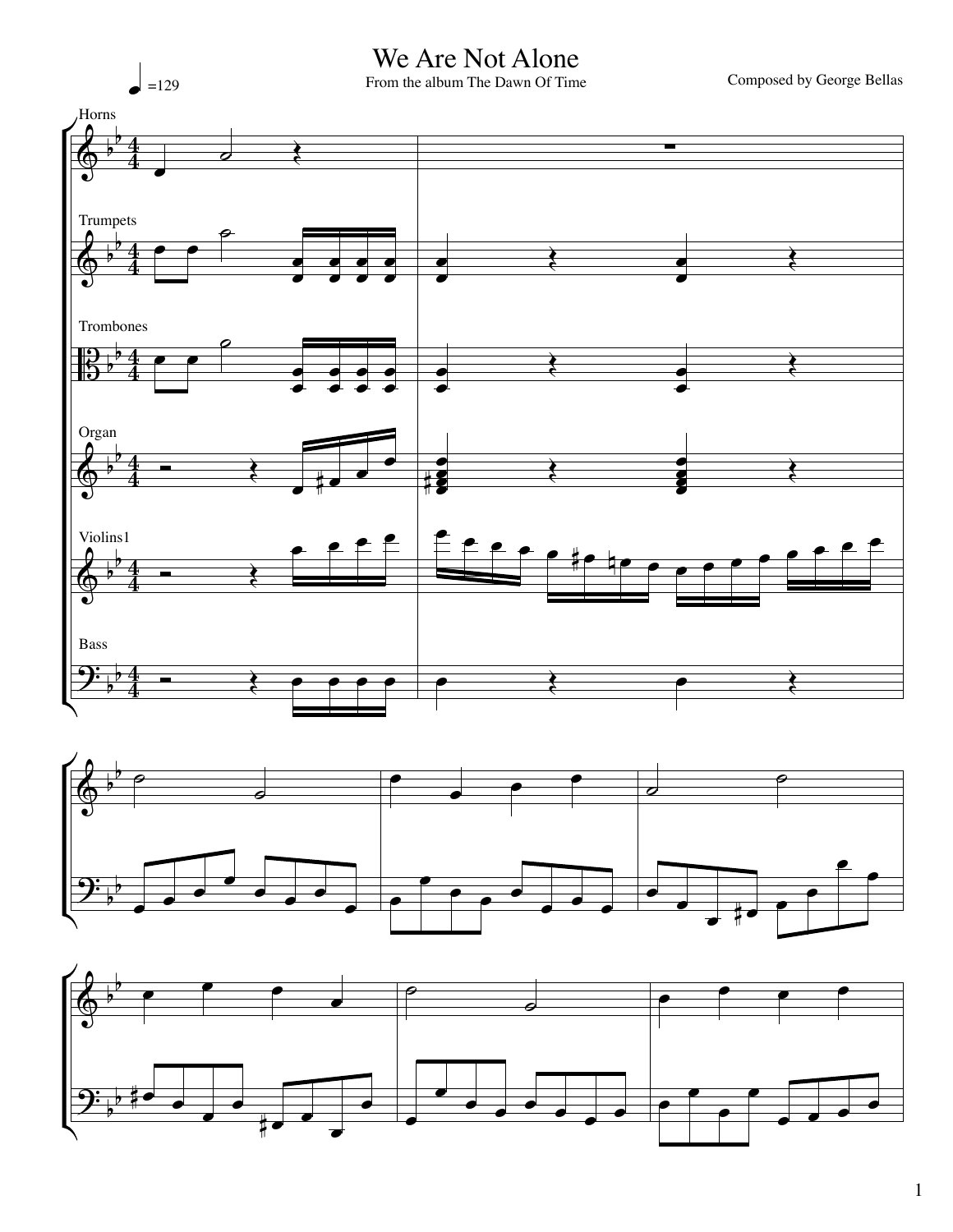# We Are Not Alone

From the album The Dawn Of Time

Composed by George Bellas

♩=129

Horns

Trumpets

Trombones

Organ

Violins1

Bass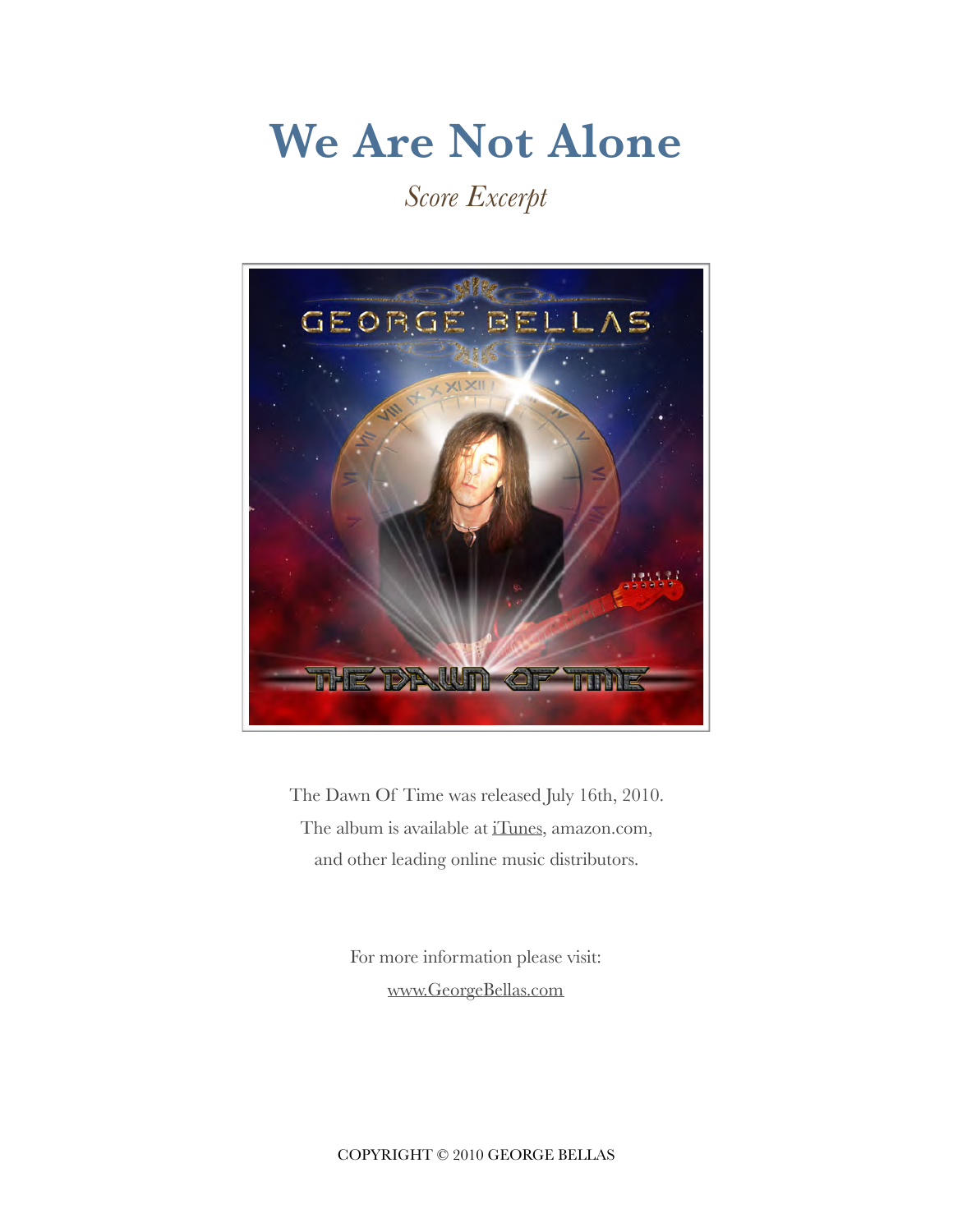# We Are Not Alone

*Score Excerpt*

The Dawn Of Time was released July 16th, 2010.
The album is available at iTunes, amazon.com,
and other leading online music distributors.

For more information please visit:
www.GeorgeBellas.com

COPYRIGHT © 2010 GEORGE BELLAS